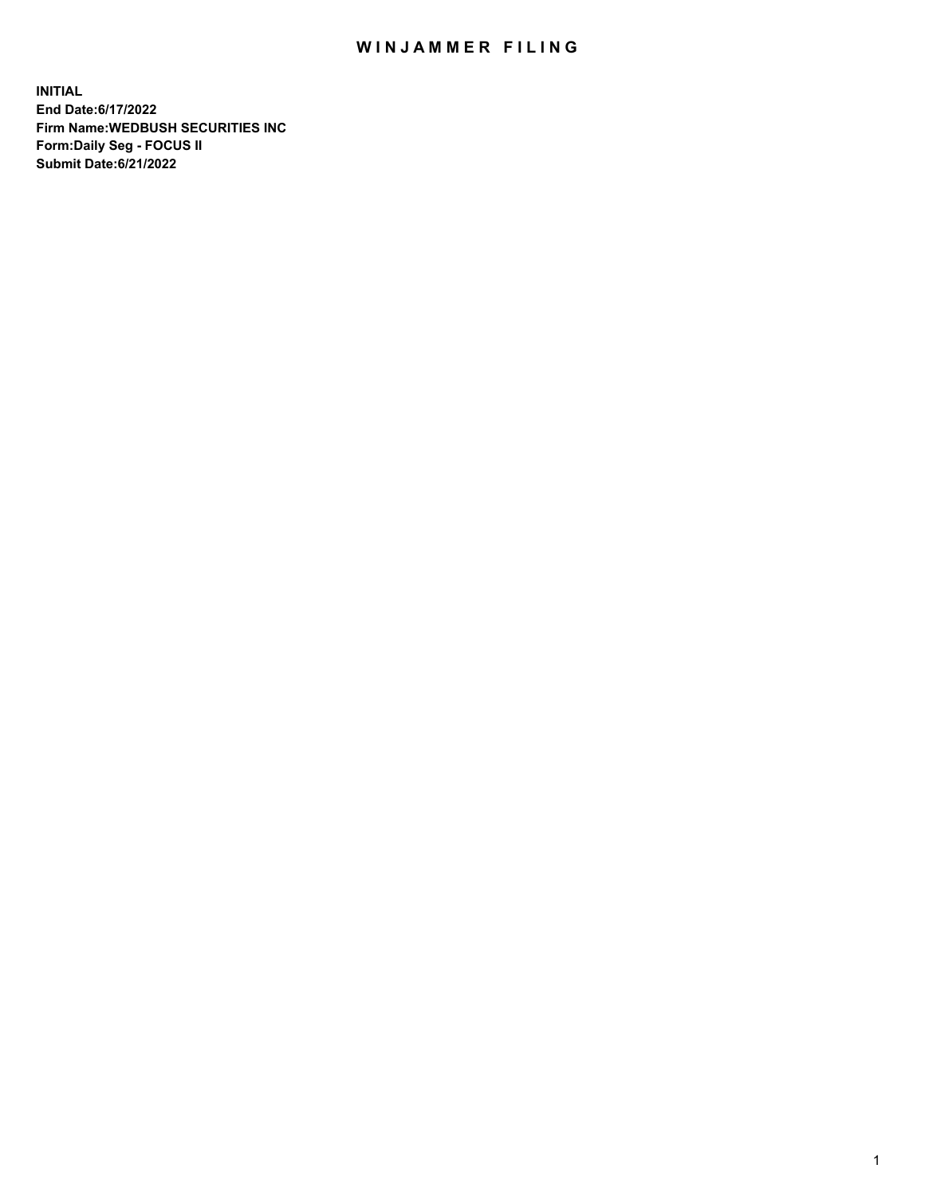# WINJAMMER FILING

**INITIAL**
**End Date:6/17/2022**
**Firm Name:WEDBUSH SECURITIES INC**
**Form:Daily Seg - FOCUS II**
**Submit Date:6/21/2022**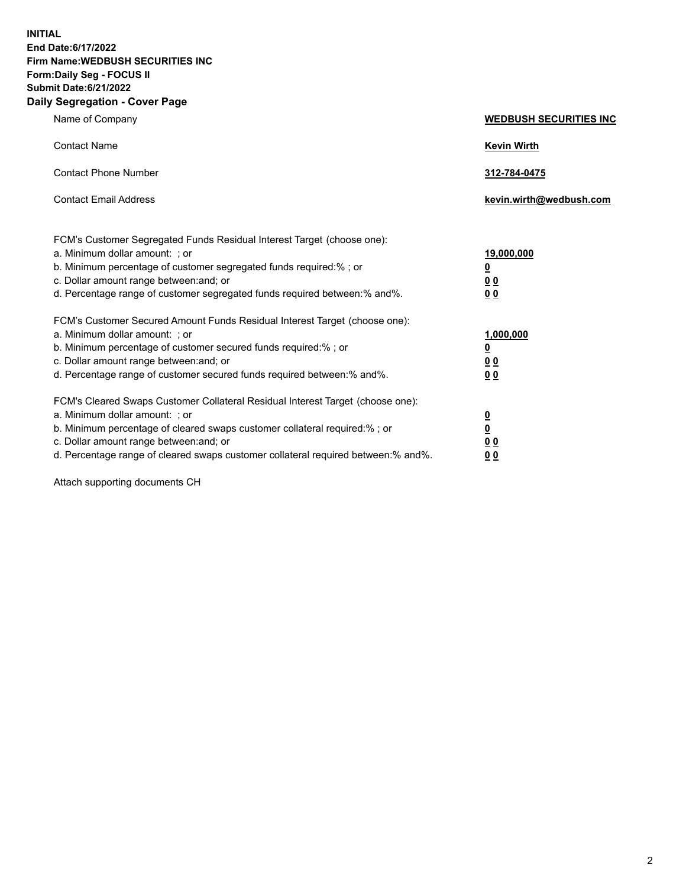**INITIAL**
**End Date:6/17/2022**
**Firm Name:WEDBUSH SECURITIES INC**
**Form:Daily Seg - FOCUS II**
**Submit Date:6/21/2022**

## Daily Segregation - Cover Page

| | |
|---|---|
| Name of Company | **WEDBUSH SECURITIES INC** |
| Contact Name | **Kevin Wirth** |
| Contact Phone Number | **312-784-0475** |
| Contact Email Address | **kevin.wirth@wedbush.com** |

FCM's Customer Segregated Funds Residual Interest Target (choose one):

| | |
|---|---|
| a. Minimum dollar amount: ; or | **19,000,000** |
| b. Minimum percentage of customer segregated funds required:% ; or | **0** |
| c. Dollar amount range between:and; or | **0 0** |
| d. Percentage range of customer segregated funds required between:% and%. | **0 0** |

FCM's Customer Secured Amount Funds Residual Interest Target (choose one):

| | |
|---|---|
| a. Minimum dollar amount: ; or | **1,000,000** |
| b. Minimum percentage of customer secured funds required:% ; or | **0** |
| c. Dollar amount range between:and; or | **0 0** |
| d. Percentage range of customer secured funds required between:% and%. | **0 0** |

FCM's Cleared Swaps Customer Collateral Residual Interest Target (choose one):

| | |
|---|---|
| a. Minimum dollar amount: ; or | **0** |
| b. Minimum percentage of cleared swaps customer collateral required:% ; or | **0** |
| c. Dollar amount range between:and; or | **0 0** |
| d. Percentage range of cleared swaps customer collateral required between:% and%. | **0 0** |

Attach supporting documents CH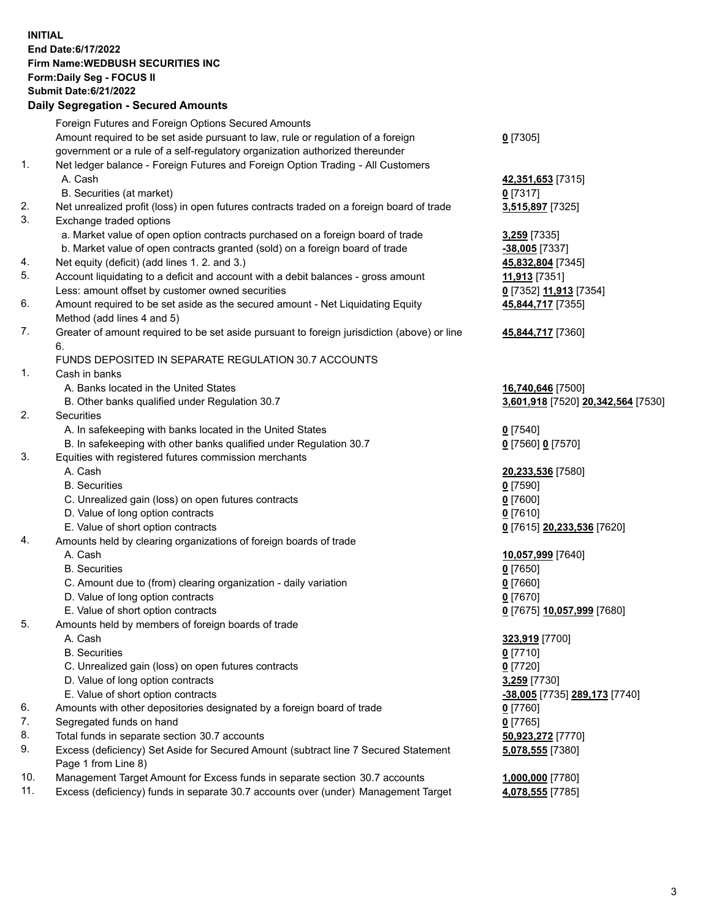**INITIAL**
**End Date:6/17/2022**
**Firm Name:WEDBUSH SECURITIES INC**
**Form:Daily Seg - FOCUS II**
**Submit Date:6/21/2022**

## Daily Segregation - Secured Amounts

| | | |
|---|---|---|
| | Foreign Futures and Foreign Options Secured Amounts | |
| | Amount required to be set aside pursuant to law, rule or regulation of a foreign government or a rule of a self-regulatory organization authorized thereunder | **0** [7305] |
| 1. | Net ledger balance - Foreign Futures and Foreign Option Trading - All Customers | |
| | A. Cash | **42,351,653** [7315] |
| | B. Securities (at market) | **0** [7317] |
| 2. | Net unrealized profit (loss) in open futures contracts traded on a foreign board of trade | **3,515,897** [7325] |
| 3. | Exchange traded options | |
| | a. Market value of open option contracts purchased on a foreign board of trade | **3,259** [7335] |
| | b. Market value of open contracts granted (sold) on a foreign board of trade | **-38,005** [7337] |
| 4. | Net equity (deficit) (add lines 1. 2. and 3.) | **45,832,804** [7345] |
| 5. | Account liquidating to a deficit and account with a debit balances - gross amount | **11,913** [7351] |
| | Less: amount offset by customer owned securities | **0** [7352] **11,913** [7354] |
| 6. | Amount required to be set aside as the secured amount - Net Liquidating Equity Method (add lines 4 and 5) | **45,844,717** [7355] |
| 7. | Greater of amount required to be set aside pursuant to foreign jurisdiction (above) or line 6. | **45,844,717** [7360] |
| | FUNDS DEPOSITED IN SEPARATE REGULATION 30.7 ACCOUNTS | |
| 1. | Cash in banks | |
| | A. Banks located in the United States | **16,740,646** [7500] |
| | B. Other banks qualified under Regulation 30.7 | **3,601,918** [7520] **20,342,564** [7530] |
| 2. | Securities | |
| | A. In safekeeping with banks located in the United States | **0** [7540] |
| | B. In safekeeping with other banks qualified under Regulation 30.7 | **0** [7560] **0** [7570] |
| 3. | Equities with registered futures commission merchants | |
| | A. Cash | **20,233,536** [7580] |
| | B. Securities | **0** [7590] |
| | C. Unrealized gain (loss) on open futures contracts | **0** [7600] |
| | D. Value of long option contracts | **0** [7610] |
| | E. Value of short option contracts | **0** [7615] **20,233,536** [7620] |
| 4. | Amounts held by clearing organizations of foreign boards of trade | |
| | A. Cash | **10,057,999** [7640] |
| | B. Securities | **0** [7650] |
| | C. Amount due to (from) clearing organization - daily variation | **0** [7660] |
| | D. Value of long option contracts | **0** [7670] |
| | E. Value of short option contracts | **0** [7675] **10,057,999** [7680] |
| 5. | Amounts held by members of foreign boards of trade | |
| | A. Cash | **323,919** [7700] |
| | B. Securities | **0** [7710] |
| | C. Unrealized gain (loss) on open futures contracts | **0** [7720] |
| | D. Value of long option contracts | **3,259** [7730] |
| | E. Value of short option contracts | **-38,005** [7735] **289,173** [7740] |
| 6. | Amounts with other depositories designated by a foreign board of trade | **0** [7760] |
| 7. | Segregated funds on hand | **0** [7765] |
| 8. | Total funds in separate section 30.7 accounts | **50,923,272** [7770] |
| 9. | Excess (deficiency) Set Aside for Secured Amount (subtract line 7 Secured Statement Page 1 from Line 8) | **5,078,555** [7380] |
| 10. | Management Target Amount for Excess funds in separate section 30.7 accounts | **1,000,000** [7780] |
| 11. | Excess (deficiency) funds in separate 30.7 accounts over (under) Management Target | **4,078,555** [7785] |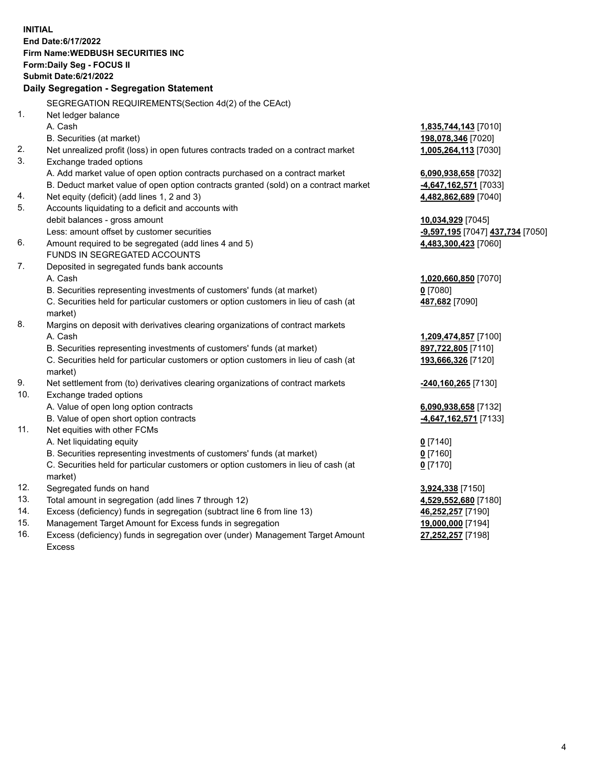**INITIAL**
**End Date:6/17/2022**
**Firm Name:WEDBUSH SECURITIES INC**
**Form:Daily Seg - FOCUS II**
**Submit Date:6/21/2022**

## Daily Segregation - Segregation Statement

SEGREGATION REQUIREMENTS(Section 4d(2) of the CEAct)

| | | |
|---|---|---|
| 1. | Net ledger balance | |
| | A. Cash | **1,835,744,143** [7010] |
| | B. Securities (at market) | **198,078,346** [7020] |
| 2. | Net unrealized profit (loss) in open futures contracts traded on a contract market | **1,005,264,113** [7030] |
| 3. | Exchange traded options | |
| | A. Add market value of open option contracts purchased on a contract market | **6,090,938,658** [7032] |
| | B. Deduct market value of open option contracts granted (sold) on a contract market | **-4,647,162,571** [7033] |
| 4. | Net equity (deficit) (add lines 1, 2 and 3) | **4,482,862,689** [7040] |
| 5. | Accounts liquidating to a deficit and accounts with debit balances - gross amount | **10,034,929** [7045] |
| | Less: amount offset by customer securities | **-9,597,195** [7047] **437,734** [7050] |
| 6. | Amount required to be segregated (add lines 4 and 5) | **4,483,300,423** [7060] |
| | FUNDS IN SEGREGATED ACCOUNTS | |
| 7. | Deposited in segregated funds bank accounts | |
| | A. Cash | **1,020,660,850** [7070] |
| | B. Securities representing investments of customers' funds (at market) | **0** [7080] |
| | C. Securities held for particular customers or option customers in lieu of cash (at market) | **487,682** [7090] |
| 8. | Margins on deposit with derivatives clearing organizations of contract markets | |
| | A. Cash | **1,209,474,857** [7100] |
| | B. Securities representing investments of customers' funds (at market) | **897,722,805** [7110] |
| | C. Securities held for particular customers or option customers in lieu of cash (at market) | **193,666,326** [7120] |
| 9. | Net settlement from (to) derivatives clearing organizations of contract markets | **-240,160,265** [7130] |
| 10. | Exchange traded options | |
| | A. Value of open long option contracts | **6,090,938,658** [7132] |
| | B. Value of open short option contracts | **-4,647,162,571** [7133] |
| 11. | Net equities with other FCMs | |
| | A. Net liquidating equity | **0** [7140] |
| | B. Securities representing investments of customers' funds (at market) | **0** [7160] |
| | C. Securities held for particular customers or option customers in lieu of cash (at market) | **0** [7170] |
| 12. | Segregated funds on hand | **3,924,338** [7150] |
| 13. | Total amount in segregation (add lines 7 through 12) | **4,529,552,680** [7180] |
| 14. | Excess (deficiency) funds in segregation (subtract line 6 from line 13) | **46,252,257** [7190] |
| 15. | Management Target Amount for Excess funds in segregation | **19,000,000** [7194] |
| 16. | Excess (deficiency) funds in segregation over (under) Management Target Amount Excess | **27,252,257** [7198] |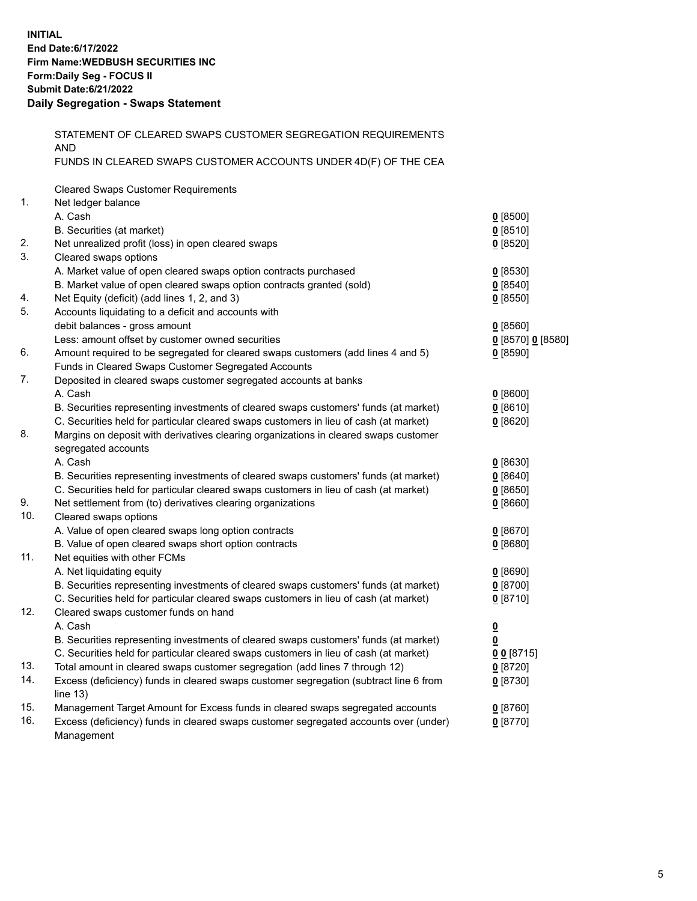**INITIAL**
**End Date:6/17/2022**
**Firm Name:WEDBUSH SECURITIES INC**
**Form:Daily Seg - FOCUS II**
**Submit Date:6/21/2022**
**Daily Segregation - Swaps Statement**

STATEMENT OF CLEARED SWAPS CUSTOMER SEGREGATION REQUIREMENTS AND
FUNDS IN CLEARED SWAPS CUSTOMER ACCOUNTS UNDER 4D(F) OF THE CEA

| | | |
|---|---|---|
| | Cleared Swaps Customer Requirements | |
| 1. | Net ledger balance | |
| | A. Cash | 0 [8500] |
| | B. Securities (at market) | 0 [8510] |
| 2. | Net unrealized profit (loss) in open cleared swaps | 0 [8520] |
| 3. | Cleared swaps options | |
| | A. Market value of open cleared swaps option contracts purchased | 0 [8530] |
| | B. Market value of open cleared swaps option contracts granted (sold) | 0 [8540] |
| 4. | Net Equity (deficit) (add lines 1, 2, and 3) | 0 [8550] |
| 5. | Accounts liquidating to a deficit and accounts with | |
| | debit balances - gross amount | 0 [8560] |
| | Less: amount offset by customer owned securities | 0 [8570] 0 [8580] |
| 6. | Amount required to be segregated for cleared swaps customers (add lines 4 and 5) | 0 [8590] |
| | Funds in Cleared Swaps Customer Segregated Accounts | |
| 7. | Deposited in cleared swaps customer segregated accounts at banks | |
| | A. Cash | 0 [8600] |
| | B. Securities representing investments of cleared swaps customers' funds (at market) | 0 [8610] |
| | C. Securities held for particular cleared swaps customers in lieu of cash (at market) | 0 [8620] |
| 8. | Margins on deposit with derivatives clearing organizations in cleared swaps customer segregated accounts | |
| | A. Cash | 0 [8630] |
| | B. Securities representing investments of cleared swaps customers' funds (at market) | 0 [8640] |
| | C. Securities held for particular cleared swaps customers in lieu of cash (at market) | 0 [8650] |
| 9. | Net settlement from (to) derivatives clearing organizations | 0 [8660] |
| 10. | Cleared swaps options | |
| | A. Value of open cleared swaps long option contracts | 0 [8670] |
| | B. Value of open cleared swaps short option contracts | 0 [8680] |
| 11. | Net equities with other FCMs | |
| | A. Net liquidating equity | 0 [8690] |
| | B. Securities representing investments of cleared swaps customers' funds (at market) | 0 [8700] |
| | C. Securities held for particular cleared swaps customers in lieu of cash (at market) | 0 [8710] |
| 12. | Cleared swaps customer funds on hand | |
| | A. Cash | 0 |
| | B. Securities representing investments of cleared swaps customers' funds (at market) | 0 |
| | C. Securities held for particular cleared swaps customers in lieu of cash (at market) | 0 0 [8715] |
| 13. | Total amount in cleared swaps customer segregation (add lines 7 through 12) | 0 [8720] |
| 14. | Excess (deficiency) funds in cleared swaps customer segregation (subtract line 6 from line 13) | 0 [8730] |
| 15. | Management Target Amount for Excess funds in cleared swaps segregated accounts | 0 [8760] |
| 16. | Excess (deficiency) funds in cleared swaps customer segregated accounts over (under) Management | 0 [8770] |